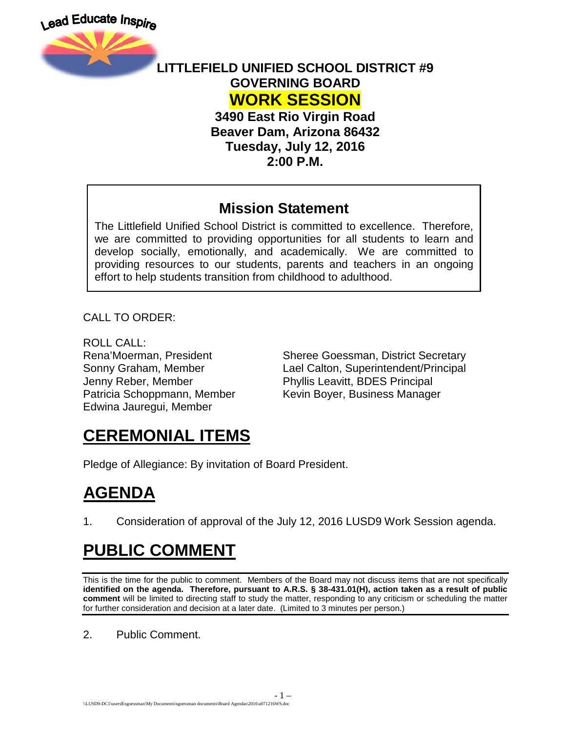Lead Educate Inspire

# LITTLEFIELD UNIFIED SCHOOL DISTRICT #9
## GOVERNING BOARD
## WORK SESSION

**3490 East Rio Virgin Road**
**Beaver Dam, Arizona 86432**
**Tuesday, July 12, 2016**
**2:00 P.M.**

### Mission Statement

The Littlefield Unified School District is committed to excellence. Therefore, we are committed to providing opportunities for all students to learn and develop socially, emotionally, and academically. We are committed to providing resources to our students, parents and teachers in an ongoing effort to help students transition from childhood to adulthood.

CALL TO ORDER:

ROLL CALL:

Rena'Moerman, President
Sonny Graham, Member
Jenny Reber, Member
Patricia Schoppmann, Member
Edwina Jauregui, Member

Sheree Goessman, District Secretary
Lael Calton, Superintendent/Principal
Phyllis Leavitt, BDES Principal
Kevin Boyer, Business Manager

# CEREMONIAL ITEMS

Pledge of Allegiance: By invitation of Board President.

# AGENDA

1. Consideration of approval of the July 12, 2016 LUSD9 Work Session agenda.

# PUBLIC COMMENT

This is the time for the public to comment. Members of the Board may not discuss items that are not specifically **identified on the agenda. Therefore, pursuant to A.R.S. § 38-431.01(H), action taken as a result of public comment** will be limited to directing staff to study the matter, responding to any criticism or scheduling the matter for further consideration and decision at a later date. (Limited to 3 minutes per person.)

2. Public Comment.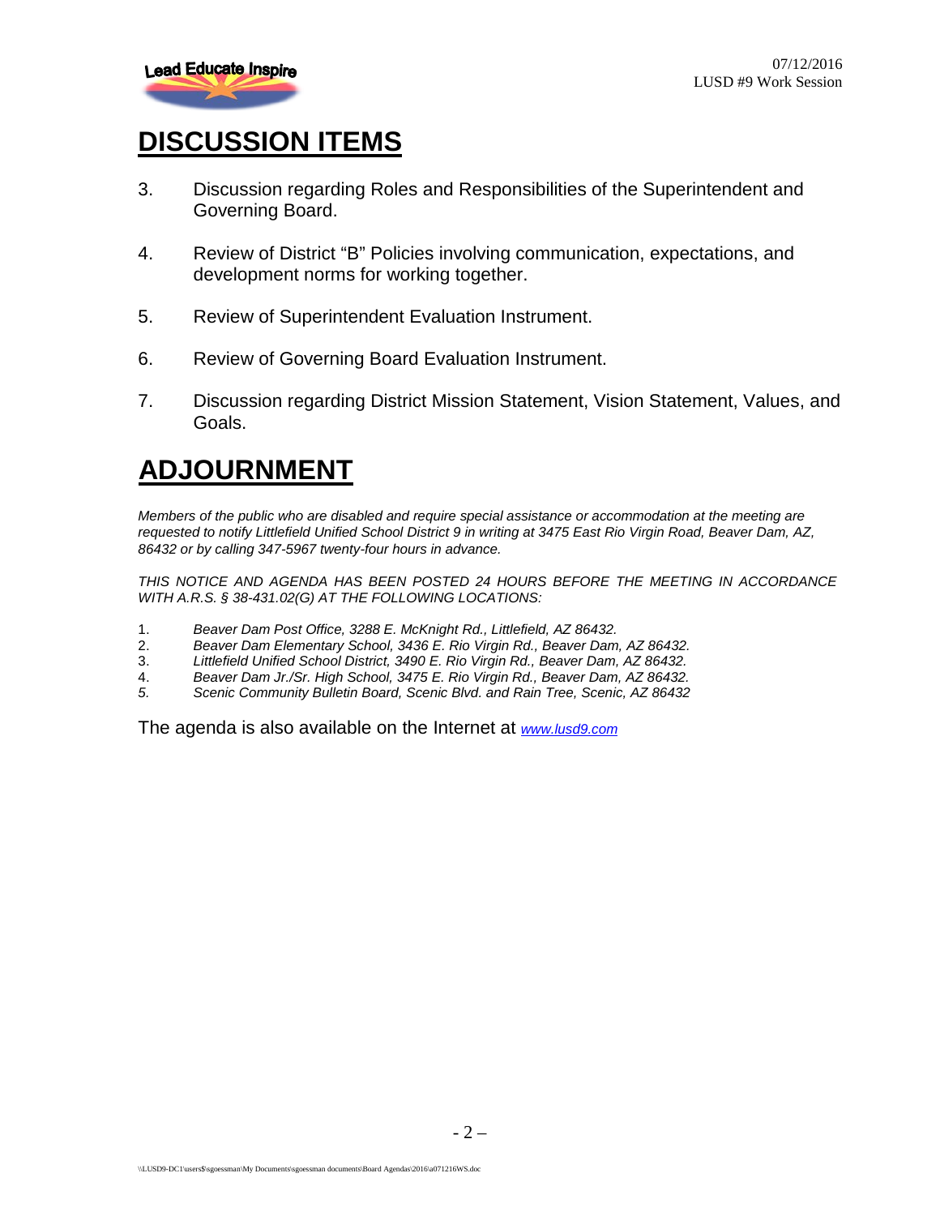## DISCUSSION ITEMS

3. Discussion regarding Roles and Responsibilities of the Superintendent and Governing Board.

4. Review of District "B" Policies involving communication, expectations, and development norms for working together.

5. Review of Superintendent Evaluation Instrument.

6. Review of Governing Board Evaluation Instrument.

7. Discussion regarding District Mission Statement, Vision Statement, Values, and Goals.

## ADJOURNMENT

*Members of the public who are disabled and require special assistance or accommodation at the meeting are requested to notify Littlefield Unified School District 9 in writing at 3475 East Rio Virgin Road, Beaver Dam, AZ, 86432 or by calling 347-5967 twenty-four hours in advance.*

*THIS NOTICE AND AGENDA HAS BEEN POSTED 24 HOURS BEFORE THE MEETING IN ACCORDANCE WITH A.R.S. § 38-431.02(G) AT THE FOLLOWING LOCATIONS:*

1. *Beaver Dam Post Office, 3288 E. McKnight Rd., Littlefield, AZ 86432.*
2. *Beaver Dam Elementary School, 3436 E. Rio Virgin Rd., Beaver Dam, AZ 86432.*
3. *Littlefield Unified School District, 3490 E. Rio Virgin Rd., Beaver Dam, AZ 86432.*
4. *Beaver Dam Jr./Sr. High School, 3475 E. Rio Virgin Rd., Beaver Dam, AZ 86432.*
5. *Scenic Community Bulletin Board, Scenic Blvd. and Rain Tree, Scenic, AZ 86432*

The agenda is also available on the Internet at *www.lusd9.com*